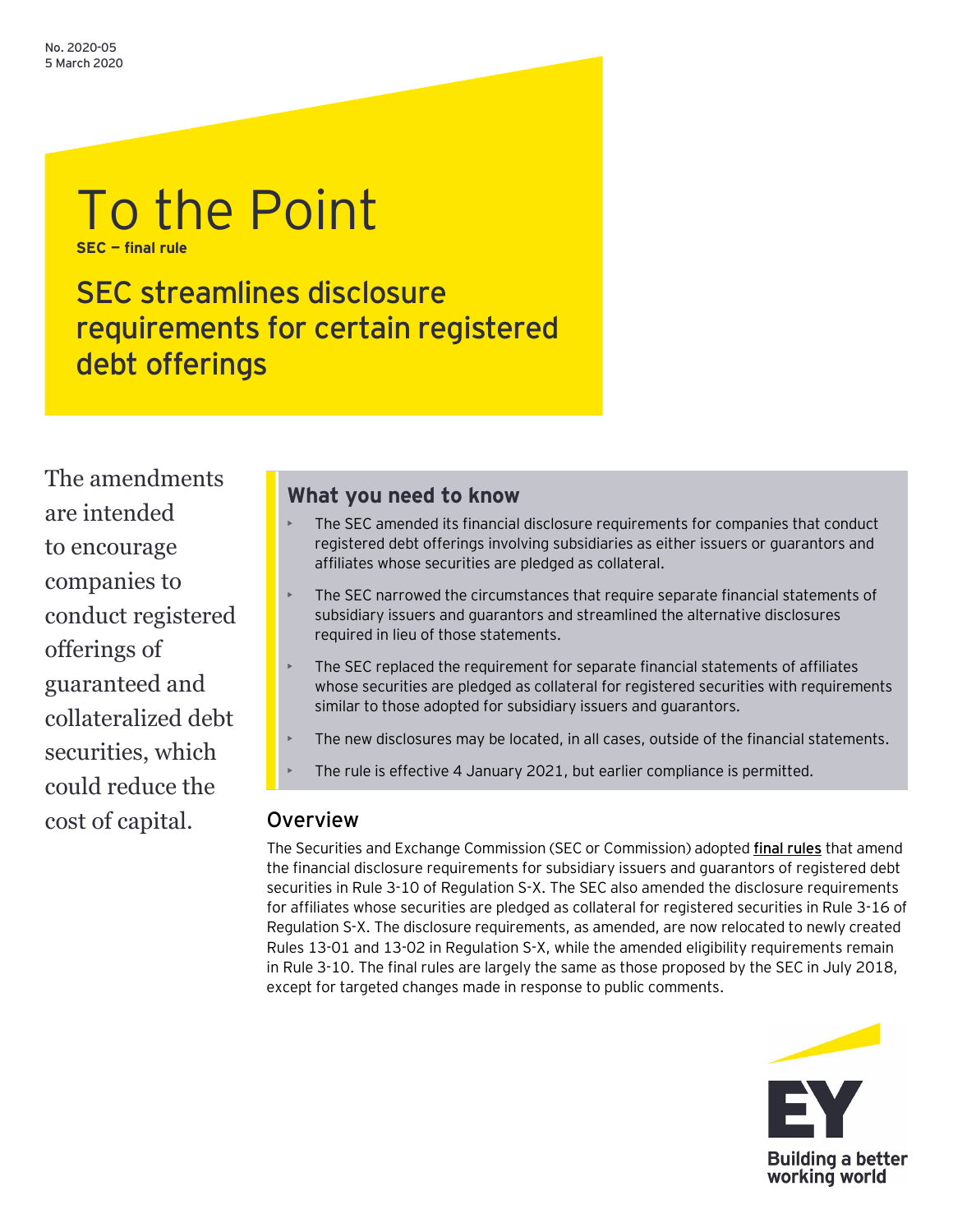No. 2020-05
5 March 2020

# To the Point

**SEC — final rule**

## SEC streamlines disclosure requirements for certain registered debt offerings

The amendments are intended to encourage companies to conduct registered offerings of guaranteed and collateralized debt securities, which could reduce the cost of capital.

### What you need to know

- The SEC amended its financial disclosure requirements for companies that conduct registered debt offerings involving subsidiaries as either issuers or guarantors and affiliates whose securities are pledged as collateral.
- The SEC narrowed the circumstances that require separate financial statements of subsidiary issuers and guarantors and streamlined the alternative disclosures required in lieu of those statements.
- The SEC replaced the requirement for separate financial statements of affiliates whose securities are pledged as collateral for registered securities with requirements similar to those adopted for subsidiary issuers and guarantors.
- The new disclosures may be located, in all cases, outside of the financial statements.
- The rule is effective 4 January 2021, but earlier compliance is permitted.

## Overview

The Securities and Exchange Commission (SEC or Commission) adopted **final rules** that amend the financial disclosure requirements for subsidiary issuers and guarantors of registered debt securities in Rule 3-10 of Regulation S-X. The SEC also amended the disclosure requirements for affiliates whose securities are pledged as collateral for registered securities in Rule 3-16 of Regulation S-X. The disclosure requirements, as amended, are now relocated to newly created Rules 13-01 and 13-02 in Regulation S-X, while the amended eligibility requirements remain in Rule 3-10. The final rules are largely the same as those proposed by the SEC in July 2018, except for targeted changes made in response to public comments.

EY
Building a better working world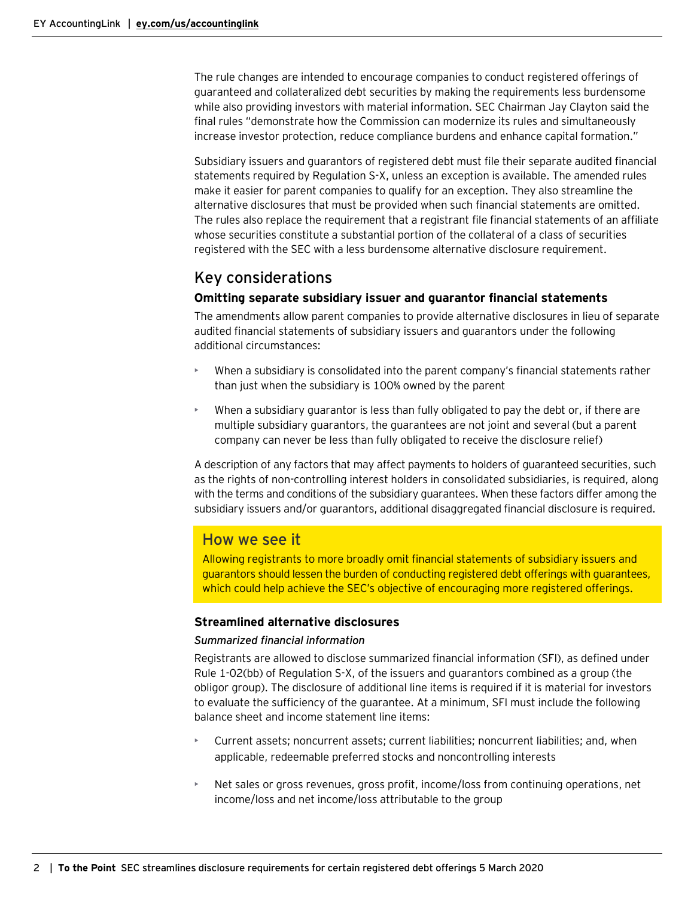The rule changes are intended to encourage companies to conduct registered offerings of guaranteed and collateralized debt securities by making the requirements less burdensome while also providing investors with material information. SEC Chairman Jay Clayton said the final rules "demonstrate how the Commission can modernize its rules and simultaneously increase investor protection, reduce compliance burdens and enhance capital formation."

Subsidiary issuers and guarantors of registered debt must file their separate audited financial statements required by Regulation S-X, unless an exception is available. The amended rules make it easier for parent companies to qualify for an exception. They also streamline the alternative disclosures that must be provided when such financial statements are omitted. The rules also replace the requirement that a registrant file financial statements of an affiliate whose securities constitute a substantial portion of the collateral of a class of securities registered with the SEC with a less burdensome alternative disclosure requirement.

## Key considerations

### Omitting separate subsidiary issuer and guarantor financial statements

The amendments allow parent companies to provide alternative disclosures in lieu of separate audited financial statements of subsidiary issuers and guarantors under the following additional circumstances:

- When a subsidiary is consolidated into the parent company's financial statements rather than just when the subsidiary is 100% owned by the parent
- When a subsidiary guarantor is less than fully obligated to pay the debt or, if there are multiple subsidiary guarantors, the guarantees are not joint and several (but a parent company can never be less than fully obligated to receive the disclosure relief)

A description of any factors that may affect payments to holders of guaranteed securities, such as the rights of non-controlling interest holders in consolidated subsidiaries, is required, along with the terms and conditions of the subsidiary guarantees. When these factors differ among the subsidiary issuers and/or guarantors, additional disaggregated financial disclosure is required.

> **How we see it**
>
> Allowing registrants to more broadly omit financial statements of subsidiary issuers and guarantors should lessen the burden of conducting registered debt offerings with guarantees, which could help achieve the SEC's objective of encouraging more registered offerings.

### Streamlined alternative disclosures

*Summarized financial information*

Registrants are allowed to disclose summarized financial information (SFI), as defined under Rule 1-02(bb) of Regulation S-X, of the issuers and guarantors combined as a group (the obligor group). The disclosure of additional line items is required if it is material for investors to evaluate the sufficiency of the guarantee. At a minimum, SFI must include the following balance sheet and income statement line items:

- Current assets; noncurrent assets; current liabilities; noncurrent liabilities; and, when applicable, redeemable preferred stocks and noncontrolling interests
- Net sales or gross revenues, gross profit, income/loss from continuing operations, net income/loss and net income/loss attributable to the group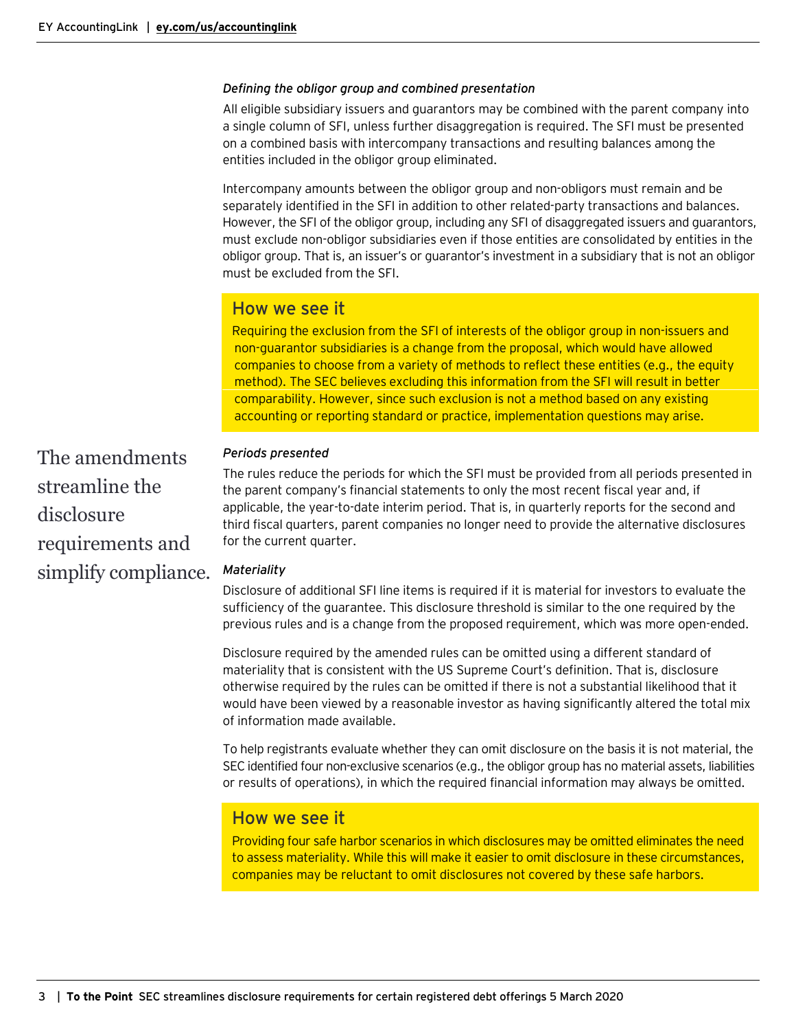*Defining the obligor group and combined presentation*

All eligible subsidiary issuers and guarantors may be combined with the parent company into a single column of SFI, unless further disaggregation is required. The SFI must be presented on a combined basis with intercompany transactions and resulting balances among the entities included in the obligor group eliminated.

Intercompany amounts between the obligor group and non-obligors must remain and be separately identified in the SFI in addition to other related-party transactions and balances. However, the SFI of the obligor group, including any SFI of disaggregated issuers and guarantors, must exclude non-obligor subsidiaries even if those entities are consolidated by entities in the obligor group. That is, an issuer's or guarantor's investment in a subsidiary that is not an obligor must be excluded from the SFI.

> ### How we see it
> Requiring the exclusion from the SFI of interests of the obligor group in non-issuers and non-guarantor subsidiaries is a change from the proposal, which would have allowed companies to choose from a variety of methods to reflect these entities (e.g., the equity method). The SEC believes excluding this information from the SFI will result in better comparability. However, since such exclusion is not a method based on any existing accounting or reporting standard or practice, implementation questions may arise.

The amendments streamline the disclosure requirements and simplify compliance.

*Periods presented*

The rules reduce the periods for which the SFI must be provided from all periods presented in the parent company's financial statements to only the most recent fiscal year and, if applicable, the year-to-date interim period. That is, in quarterly reports for the second and third fiscal quarters, parent companies no longer need to provide the alternative disclosures for the current quarter.

*Materiality*

Disclosure of additional SFI line items is required if it is material for investors to evaluate the sufficiency of the guarantee. This disclosure threshold is similar to the one required by the previous rules and is a change from the proposed requirement, which was more open-ended.

Disclosure required by the amended rules can be omitted using a different standard of materiality that is consistent with the US Supreme Court's definition. That is, disclosure otherwise required by the rules can be omitted if there is not a substantial likelihood that it would have been viewed by a reasonable investor as having significantly altered the total mix of information made available.

To help registrants evaluate whether they can omit disclosure on the basis it is not material, the SEC identified four non-exclusive scenarios (e.g., the obligor group has no material assets, liabilities or results of operations), in which the required financial information may always be omitted.

> ### How we see it
> Providing four safe harbor scenarios in which disclosures may be omitted eliminates the need to assess materiality. While this will make it easier to omit disclosure in these circumstances, companies may be reluctant to omit disclosures not covered by these safe harbors.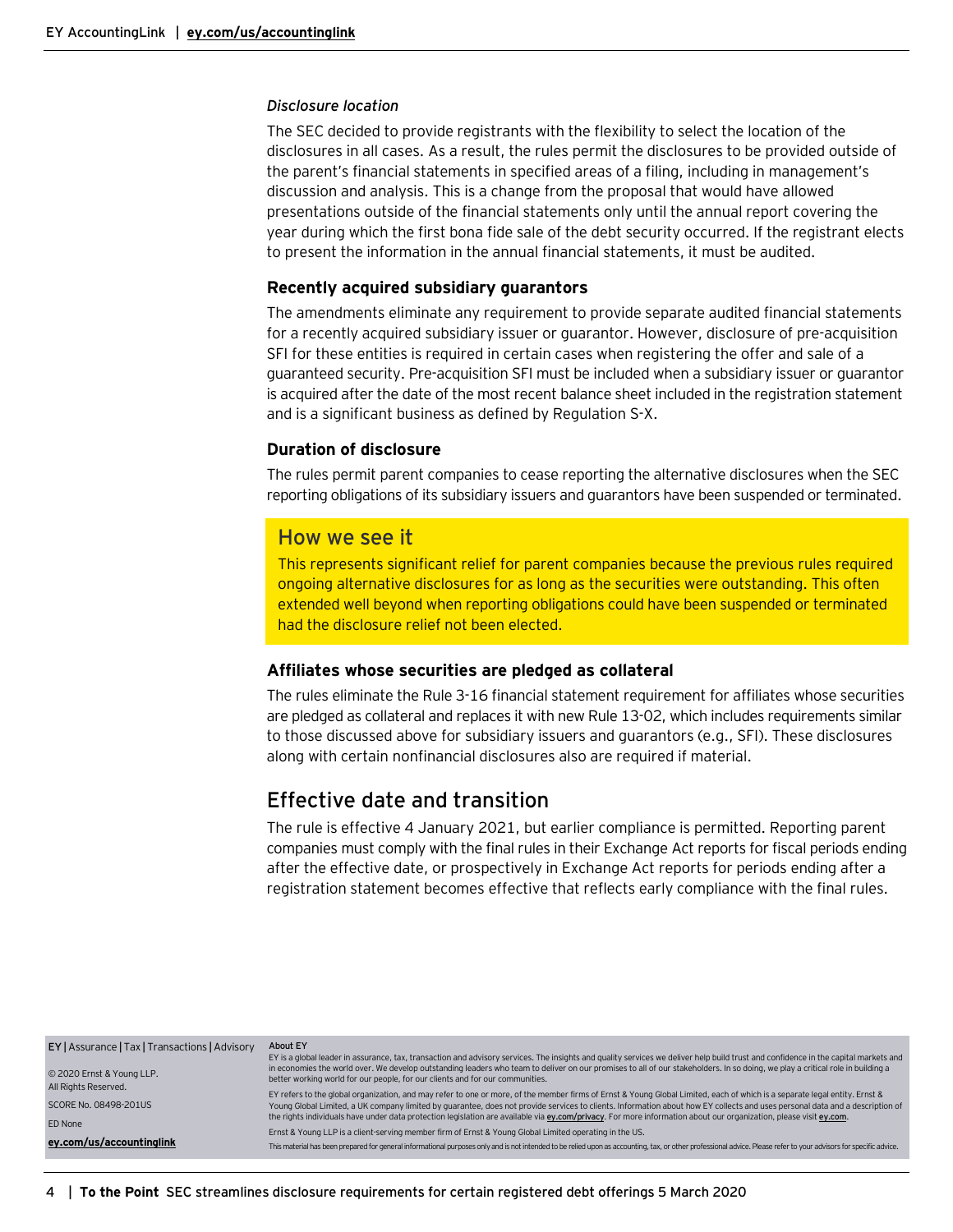*Disclosure location*

The SEC decided to provide registrants with the flexibility to select the location of the disclosures in all cases. As a result, the rules permit the disclosures to be provided outside of the parent's financial statements in specified areas of a filing, including in management's discussion and analysis. This is a change from the proposal that would have allowed presentations outside of the financial statements only until the annual report covering the year during which the first bona fide sale of the debt security occurred. If the registrant elects to present the information in the annual financial statements, it must be audited.

### Recently acquired subsidiary guarantors

The amendments eliminate any requirement to provide separate audited financial statements for a recently acquired subsidiary issuer or guarantor. However, disclosure of pre-acquisition SFI for these entities is required in certain cases when registering the offer and sale of a guaranteed security. Pre-acquisition SFI must be included when a subsidiary issuer or guarantor is acquired after the date of the most recent balance sheet included in the registration statement and is a significant business as defined by Regulation S-X.

### Duration of disclosure

The rules permit parent companies to cease reporting the alternative disclosures when the SEC reporting obligations of its subsidiary issuers and guarantors have been suspended or terminated.

> **How we see it**
>
> This represents significant relief for parent companies because the previous rules required ongoing alternative disclosures for as long as the securities were outstanding. This often extended well beyond when reporting obligations could have been suspended or terminated had the disclosure relief not been elected.

### Affiliates whose securities are pledged as collateral

The rules eliminate the Rule 3-16 financial statement requirement for affiliates whose securities are pledged as collateral and replaces it with new Rule 13-02, which includes requirements similar to those discussed above for subsidiary issuers and guarantors (e.g., SFI). These disclosures along with certain nonfinancial disclosures also are required if material.

## Effective date and transition

The rule is effective 4 January 2021, but earlier compliance is permitted. Reporting parent companies must comply with the final rules in their Exchange Act reports for fiscal periods ending after the effective date, or prospectively in Exchange Act reports for periods ending after a registration statement becomes effective that reflects early compliance with the final rules.

---

**EY** | Assurance | Tax | Transactions | Advisory

© 2020 Ernst & Young LLP.
All Rights Reserved.

SCORE No. 08498-201US

ED None

**ey.com/us/accountinglink**

**About EY**

EY is a global leader in assurance, tax, transaction and advisory services. The insights and quality services we deliver help build trust and confidence in the capital markets and in economies the world over. We develop outstanding leaders who team to deliver on our promises to all of our stakeholders. In so doing, we play a critical role in building a better working world for our people, for our clients and for our communities.

EY refers to the global organization, and may refer to one or more, of the member firms of Ernst & Young Global Limited, each of which is a separate legal entity. Ernst & Young Global Limited, a UK company limited by guarantee, does not provide services to clients. Information about how EY collects and uses personal data and a description of the rights individuals have under data protection legislation are available via **ey.com/privacy**. For more information about our organization, please visit **ey.com**.

Ernst & Young LLP is a client-serving member firm of Ernst & Young Global Limited operating in the US.

This material has been prepared for general informational purposes only and is not intended to be relied upon as accounting, tax, or other professional advice. Please refer to your advisors for specific advice.